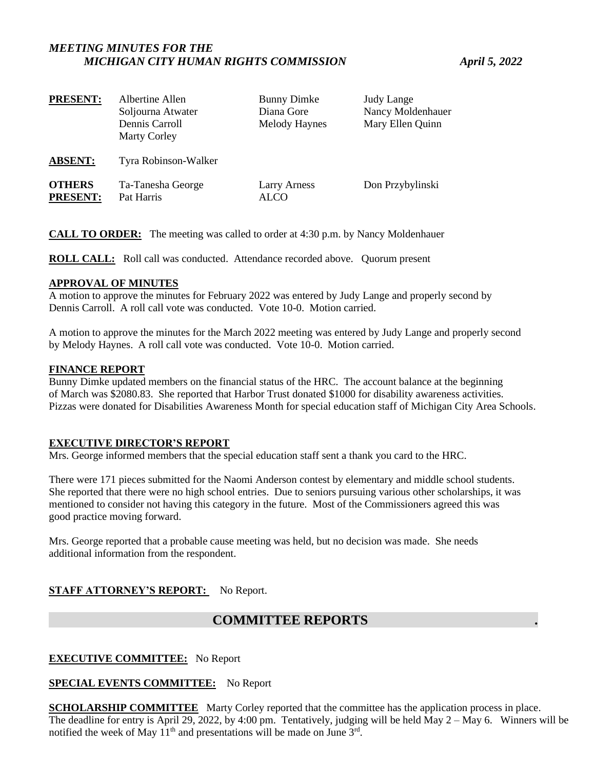*MEETING MINUTES FOR THE MICHIGAN CITY HUMAN RIGHTS COMMISSION* — *April 5, 2022*

| | | | |
|---|---|---|---|
| **PRESENT:** | Albertine Allen | Bunny Dimke | Judy Lange |
| | Soljourna Atwater | Diana Gore | Nancy Moldenhauer |
| | Dennis Carroll | Melody Haynes | Mary Ellen Quinn |
| | Marty Corley | | |
| **ABSENT:** | Tyra Robinson-Walker | | |
| **OTHERS PRESENT:** | Ta-Tanesha George | Larry Arness | Don Przybylinski |
| | Pat Harris | ALCO | |

**CALL TO ORDER:** The meeting was called to order at 4:30 p.m. by Nancy Moldenhauer

**ROLL CALL:** Roll call was conducted. Attendance recorded above. Quorum present

**APPROVAL OF MINUTES**

A motion to approve the minutes for February 2022 was entered by Judy Lange and properly second by Dennis Carroll. A roll call vote was conducted. Vote 10-0. Motion carried.

A motion to approve the minutes for the March 2022 meeting was entered by Judy Lange and properly second by Melody Haynes. A roll call vote was conducted. Vote 10-0. Motion carried.

**FINANCE REPORT**

Bunny Dimke updated members on the financial status of the HRC. The account balance at the beginning of March was $2080.83. She reported that Harbor Trust donated $1000 for disability awareness activities. Pizzas were donated for Disabilities Awareness Month for special education staff of Michigan City Area Schools.

**EXECUTIVE DIRECTOR'S REPORT**

Mrs. George informed members that the special education staff sent a thank you card to the HRC.

There were 171 pieces submitted for the Naomi Anderson contest by elementary and middle school students. She reported that there were no high school entries. Due to seniors pursuing various other scholarships, it was mentioned to consider not having this category in the future. Most of the Commissioners agreed this was good practice moving forward.

Mrs. George reported that a probable cause meeting was held, but no decision was made. She needs additional information from the respondent.

**STAFF ATTORNEY'S REPORT:** No Report.

## COMMITTEE REPORTS

**EXECUTIVE COMMITTEE:** No Report

**SPECIAL EVENTS COMMITTEE:** No Report

**SCHOLARSHIP COMMITTEE** Marty Corley reported that the committee has the application process in place. The deadline for entry is April 29, 2022, by 4:00 pm. Tentatively, judging will be held May 2 – May 6. Winners will be notified the week of May 11th and presentations will be made on June 3rd.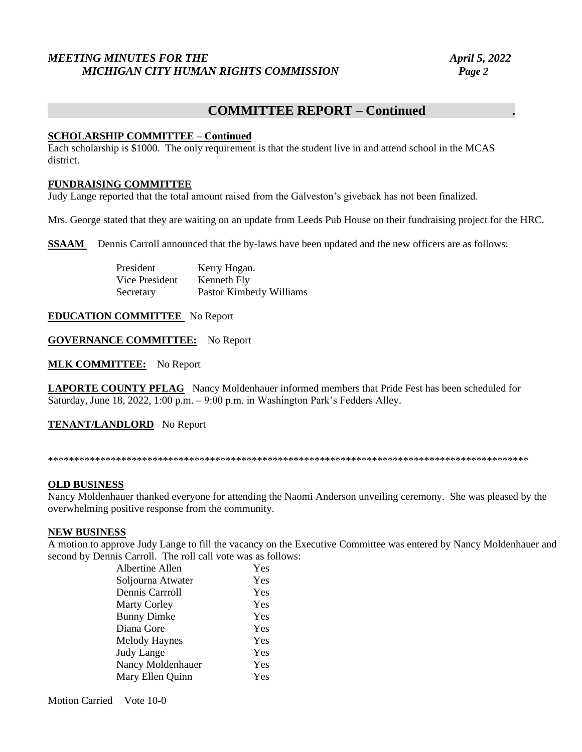## COMMITTEE REPORT – Continued

**SCHOLARSHIP COMMITTEE – Continued**

Each scholarship is $1000. The only requirement is that the student live in and attend school in the MCAS district.

**FUNDRAISING COMMITTEE**

Judy Lange reported that the total amount raised from the Galveston's giveback has not been finalized.

Mrs. George stated that they are waiting on an update from Leeds Pub House on their fundraising project for the HRC.

**SSAAM** Dennis Carroll announced that the by-laws have been updated and the new officers are as follows:

| | |
|---|---|
| President | Kerry Hogan. |
| Vice President | Kenneth Fly |
| Secretary | Pastor Kimberly Williams |

**EDUCATION COMMITTEE** No Report

**GOVERNANCE COMMITTEE:** No Report

**MLK COMMITTEE:** No Report

**LAPORTE COUNTY PFLAG** Nancy Moldenhauer informed members that Pride Fest has been scheduled for Saturday, June 18, 2022, 1:00 p.m. – 9:00 p.m. in Washington Park's Fedders Alley.

**TENANT/LANDLORD** No Report

*********************************************************************************************

**OLD BUSINESS**

Nancy Moldenhauer thanked everyone for attending the Naomi Anderson unveiling ceremony. She was pleased by the overwhelming positive response from the community.

**NEW BUSINESS**

A motion to approve Judy Lange to fill the vacancy on the Executive Committee was entered by Nancy Moldenhauer and second by Dennis Carroll. The roll call vote was as follows:

| | |
|---|---|
| Albertine Allen | Yes |
| Soljourna Atwater | Yes |
| Dennis Carrroll | Yes |
| Marty Corley | Yes |
| Bunny Dimke | Yes |
| Diana Gore | Yes |
| Melody Haynes | Yes |
| Judy Lange | Yes |
| Nancy Moldenhauer | Yes |
| Mary Ellen Quinn | Yes |

Motion Carried Vote 10-0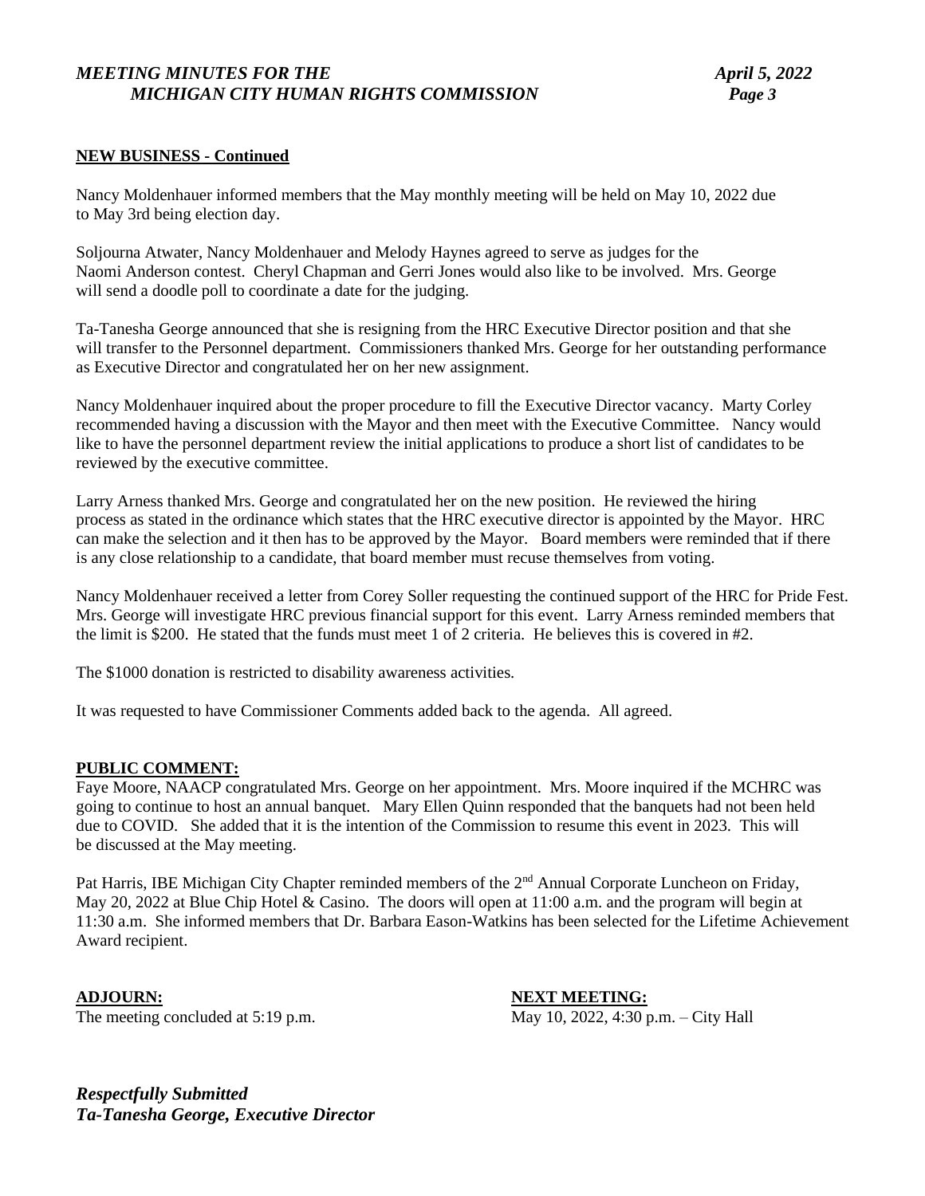**NEW BUSINESS - Continued**

Nancy Moldenhauer informed members that the May monthly meeting will be held on May 10, 2022 due to May 3rd being election day.

Soljourna Atwater, Nancy Moldenhauer and Melody Haynes agreed to serve as judges for the Naomi Anderson contest. Cheryl Chapman and Gerri Jones would also like to be involved. Mrs. George will send a doodle poll to coordinate a date for the judging.

Ta-Tanesha George announced that she is resigning from the HRC Executive Director position and that she will transfer to the Personnel department. Commissioners thanked Mrs. George for her outstanding performance as Executive Director and congratulated her on her new assignment.

Nancy Moldenhauer inquired about the proper procedure to fill the Executive Director vacancy. Marty Corley recommended having a discussion with the Mayor and then meet with the Executive Committee. Nancy would like to have the personnel department review the initial applications to produce a short list of candidates to be reviewed by the executive committee.

Larry Arness thanked Mrs. George and congratulated her on the new position. He reviewed the hiring process as stated in the ordinance which states that the HRC executive director is appointed by the Mayor. HRC can make the selection and it then has to be approved by the Mayor. Board members were reminded that if there is any close relationship to a candidate, that board member must recuse themselves from voting.

Nancy Moldenhauer received a letter from Corey Soller requesting the continued support of the HRC for Pride Fest. Mrs. George will investigate HRC previous financial support for this event. Larry Arness reminded members that the limit is $200. He stated that the funds must meet 1 of 2 criteria. He believes this is covered in #2.

The $1000 donation is restricted to disability awareness activities.

It was requested to have Commissioner Comments added back to the agenda. All agreed.

**PUBLIC COMMENT:**

Faye Moore, NAACP congratulated Mrs. George on her appointment. Mrs. Moore inquired if the MCHRC was going to continue to host an annual banquet. Mary Ellen Quinn responded that the banquets had not been held due to COVID. She added that it is the intention of the Commission to resume this event in 2023. This will be discussed at the May meeting.

Pat Harris, IBE Michigan City Chapter reminded members of the 2nd Annual Corporate Luncheon on Friday, May 20, 2022 at Blue Chip Hotel & Casino. The doors will open at 11:00 a.m. and the program will begin at 11:30 a.m. She informed members that Dr. Barbara Eason-Watkins has been selected for the Lifetime Achievement Award recipient.

**ADJOURN:**
The meeting concluded at 5:19 p.m.

**NEXT MEETING:**
May 10, 2022, 4:30 p.m. – City Hall

***Respectfully Submitted***
***Ta-Tanesha George, Executive Director***